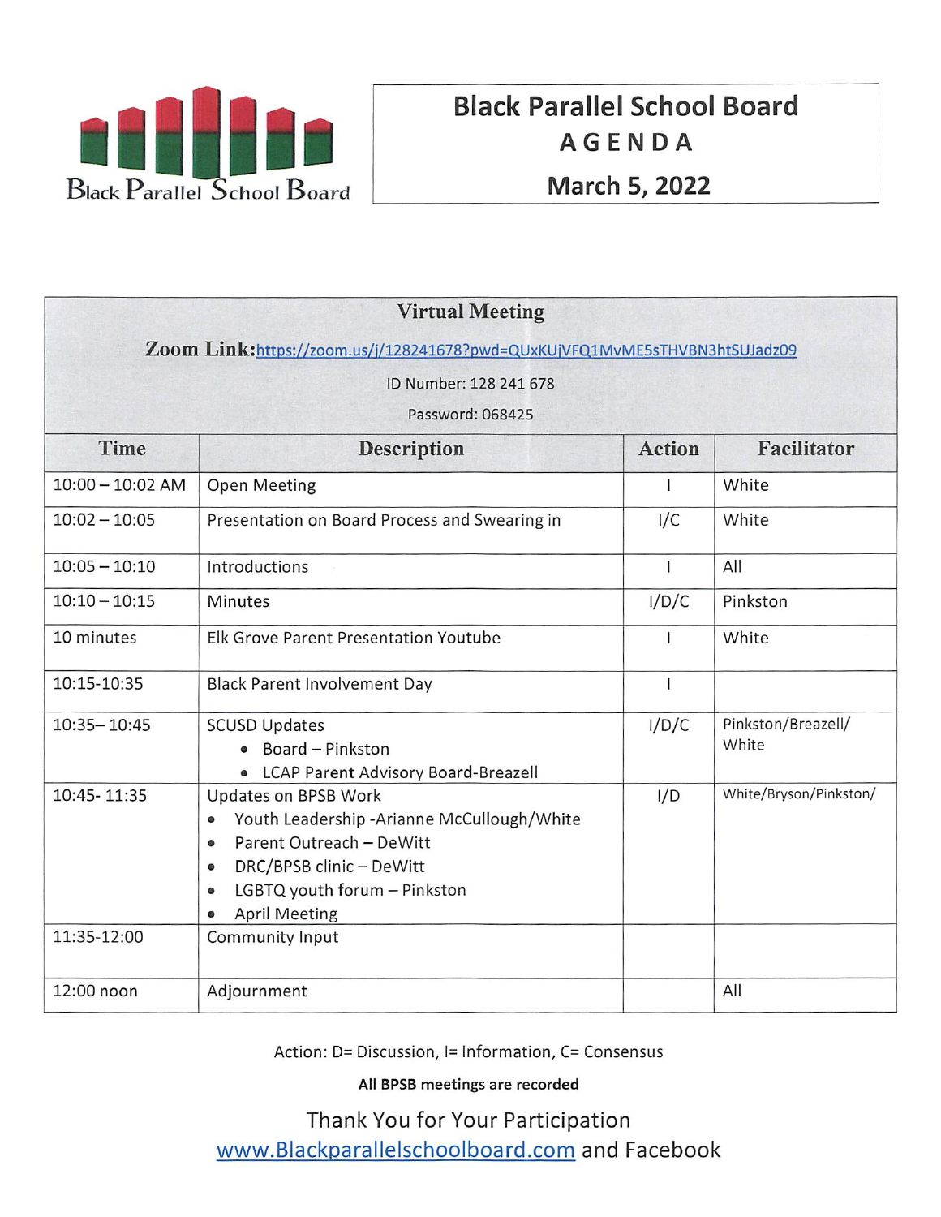Black Parallel School Board

# Black Parallel School Board
## AGENDA
## March 5, 2022

**Virtual Meeting**

**Zoom Link:** https://zoom.us/j/128241678?pwd=QUxKUjVFQ1MvME5sTHVBN3htSUJadz09

ID Number: 128 241 678

Password: 068425

| Time | Description | Action | Facilitator |
|---|---|---|---|
| 10:00 – 10:02 AM | Open Meeting | I | White |
| 10:02 – 10:05 | Presentation on Board Process and Swearing in | I/C | White |
| 10:05 – 10:10 | Introductions | I | All |
| 10:10 – 10:15 | Minutes | I/D/C | Pinkston |
| 10 minutes | Elk Grove Parent Presentation Youtube | I | White |
| 10:15-10:35 | Black Parent Involvement Day | I | |
| 10:35– 10:45 | SCUSD Updates<br>• Board – Pinkston<br>• LCAP Parent Advisory Board-Breazell | I/D/C | Pinkston/Breazell/ White |
| 10:45- 11:35 | Updates on BPSB Work<br>• Youth Leadership -Arianne McCullough/White<br>• Parent Outreach – DeWitt<br>• DRC/BPSB clinic – DeWitt<br>• LGBTQ youth forum – Pinkston<br>• April Meeting | I/D | White/Bryson/Pinkston/ |
| 11:35-12:00 | Community Input | | |
| 12:00 noon | Adjournment | | All |

Action: D= Discussion, I= Information, C= Consensus

**All BPSB meetings are recorded**

Thank You for Your Participation

www.Blackparallelschoolboard.com and Facebook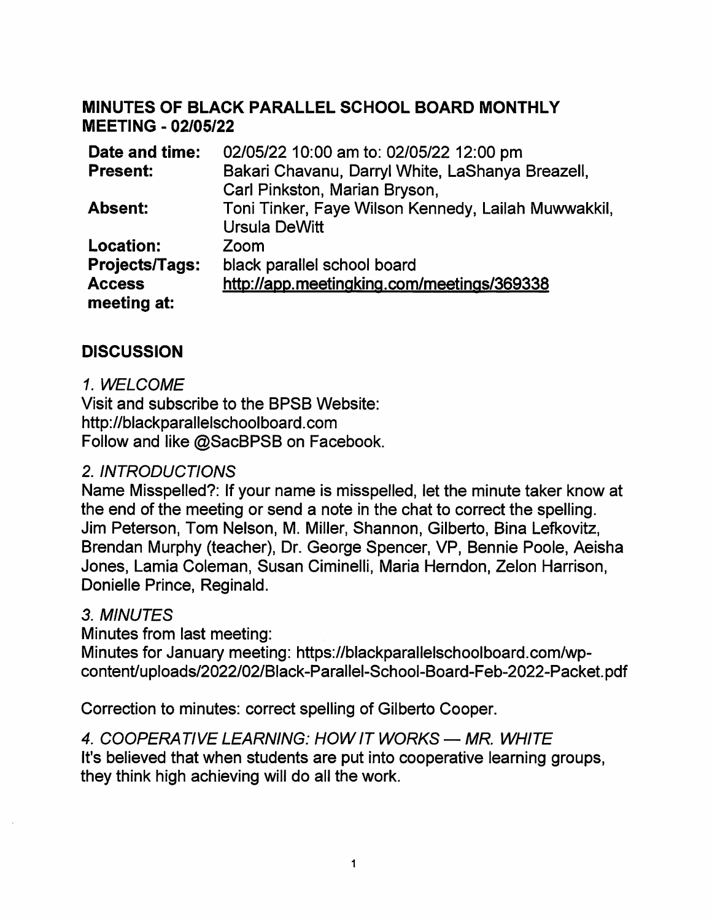## MINUTES OF BLACK PARALLEL SCHOOL BOARD MONTHLY MEETING - 02/05/22

| | |
|---|---|
| **Date and time:** | 02/05/22 10:00 am to: 02/05/22 12:00 pm |
| **Present:** | Bakari Chavanu, Darryl White, LaShanya Breazell, Carl Pinkston, Marian Bryson, |
| **Absent:** | Toni Tinker, Faye Wilson Kennedy, Lailah Muwwakkil, Ursula DeWitt |
| **Location:** | Zoom |
| **Projects/Tags:** | black parallel school board |
| **Access meeting at:** | http://app.meetingking.com/meetings/369338 |

## DISCUSSION

*1. WELCOME*

Visit and subscribe to the BPSB Website: http://blackparallelschoolboard.com
Follow and like @SacBPSB on Facebook.

*2. INTRODUCTIONS*

Name Misspelled?: If your name is misspelled, let the minute taker know at the end of the meeting or send a note in the chat to correct the spelling.
Jim Peterson, Tom Nelson, M. Miller, Shannon, Gilberto, Bina Lefkovitz, Brendan Murphy (teacher), Dr. George Spencer, VP, Bennie Poole, Aeisha Jones, Lamia Coleman, Susan Ciminelli, Maria Herndon, Zelon Harrison, Donielle Prince, Reginald.

*3. MINUTES*

Minutes from last meeting:
Minutes for January meeting: https://blackparallelschoolboard.com/wp-content/uploads/2022/02/Black-Parallel-School-Board-Feb-2022-Packet.pdf

Correction to minutes: correct spelling of Gilberto Cooper.

*4. COOPERATIVE LEARNING: HOW IT WORKS — MR. WHITE*

It's believed that when students are put into cooperative learning groups, they think high achieving will do all the work.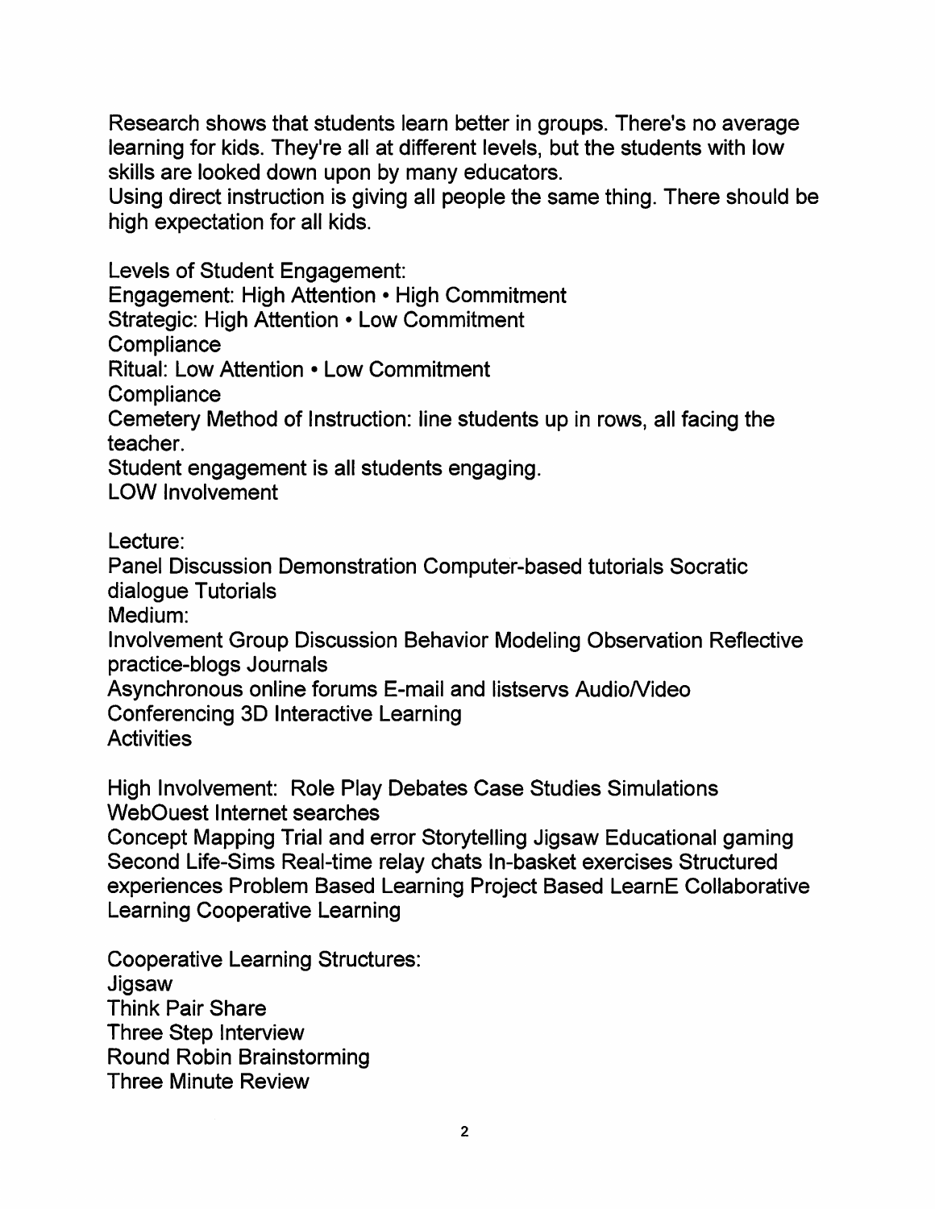Research shows that students learn better in groups. There's no average learning for kids. They're all at different levels, but the students with low skills are looked down upon by many educators.
Using direct instruction is giving all people the same thing. There should be high expectation for all kids.

Levels of Student Engagement:
Engagement: High Attention • High Commitment
Strategic: High Attention • Low Commitment
Compliance
Ritual: Low Attention • Low Commitment
Compliance
Cemetery Method of Instruction: line students up in rows, all facing the teacher.
Student engagement is all students engaging.
LOW Involvement

Lecture:
Panel Discussion Demonstration Computer-based tutorials Socratic dialogue Tutorials
Medium:
Involvement Group Discussion Behavior Modeling Observation Reflective practice-blogs Journals
Asynchronous online forums E-mail and listservs Audio/Video Conferencing 3D Interactive Learning
Activities

High Involvement: Role Play Debates Case Studies Simulations WebOuest Internet searches
Concept Mapping Trial and error Storytelling Jigsaw Educational gaming Second Life-Sims Real-time relay chats In-basket exercises Structured experiences Problem Based Learning Project Based LearnE Collaborative Learning Cooperative Learning

Cooperative Learning Structures:
Jigsaw
Think Pair Share
Three Step Interview
Round Robin Brainstorming
Three Minute Review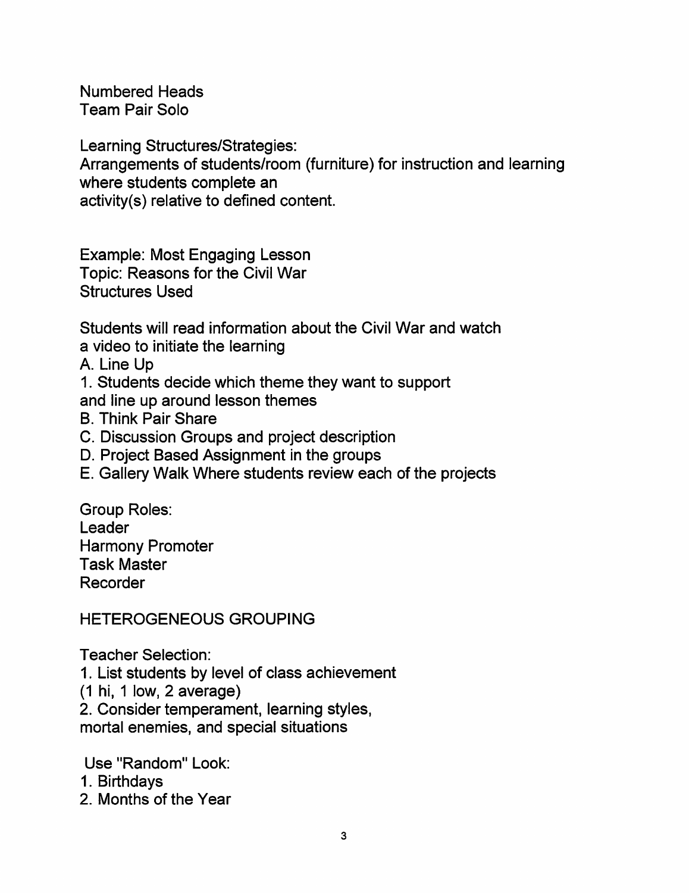Numbered Heads
Team Pair Solo

Learning Structures/Strategies:
Arrangements of students/room (furniture) for instruction and learning where students complete an activity(s) relative to defined content.

Example: Most Engaging Lesson
Topic: Reasons for the Civil War
Structures Used

Students will read information about the Civil War and watch a video to initiate the learning

A. Line Up
1. Students decide which theme they want to support and line up around lesson themes

B. Think Pair Share

C. Discussion Groups and project description

D. Project Based Assignment in the groups

E. Gallery Walk Where students review each of the projects

Group Roles:
Leader
Harmony Promoter
Task Master
Recorder

HETEROGENEOUS GROUPING

Teacher Selection:
1. List students by level of class achievement (1 hi, 1 low, 2 average)
2. Consider temperament, learning styles, mortal enemies, and special situations

Use "Random" Look:
1. Birthdays
2. Months of the Year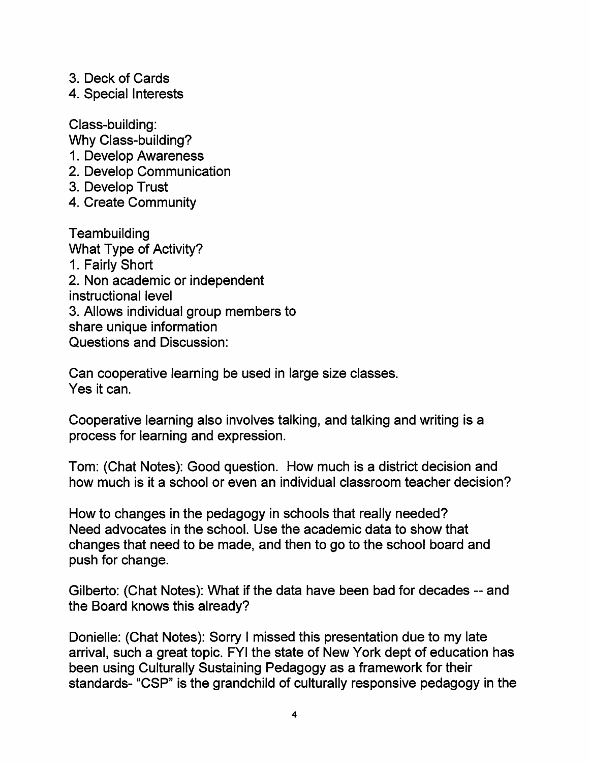3. Deck of Cards
4. Special Interests

Class-building:
Why Class-building?
1. Develop Awareness
2. Develop Communication
3. Develop Trust
4. Create Community

Teambuilding
What Type of Activity?
1. Fairly Short
2. Non academic or independent instructional level
3. Allows individual group members to share unique information

Questions and Discussion:

Can cooperative learning be used in large size classes.
Yes it can.

Cooperative learning also involves talking, and talking and writing is a process for learning and expression.

Tom: (Chat Notes): Good question. How much is a district decision and how much is it a school or even an individual classroom teacher decision?

How to changes in the pedagogy in schools that really needed?
Need advocates in the school. Use the academic data to show that changes that need to be made, and then to go to the school board and push for change.

Gilberto: (Chat Notes): What if the data have been bad for decades -- and the Board knows this already?

Donielle: (Chat Notes): Sorry I missed this presentation due to my late arrival, such a great topic. FYI the state of New York dept of education has been using Culturally Sustaining Pedagogy as a framework for their standards- "CSP" is the grandchild of culturally responsive pedagogy in the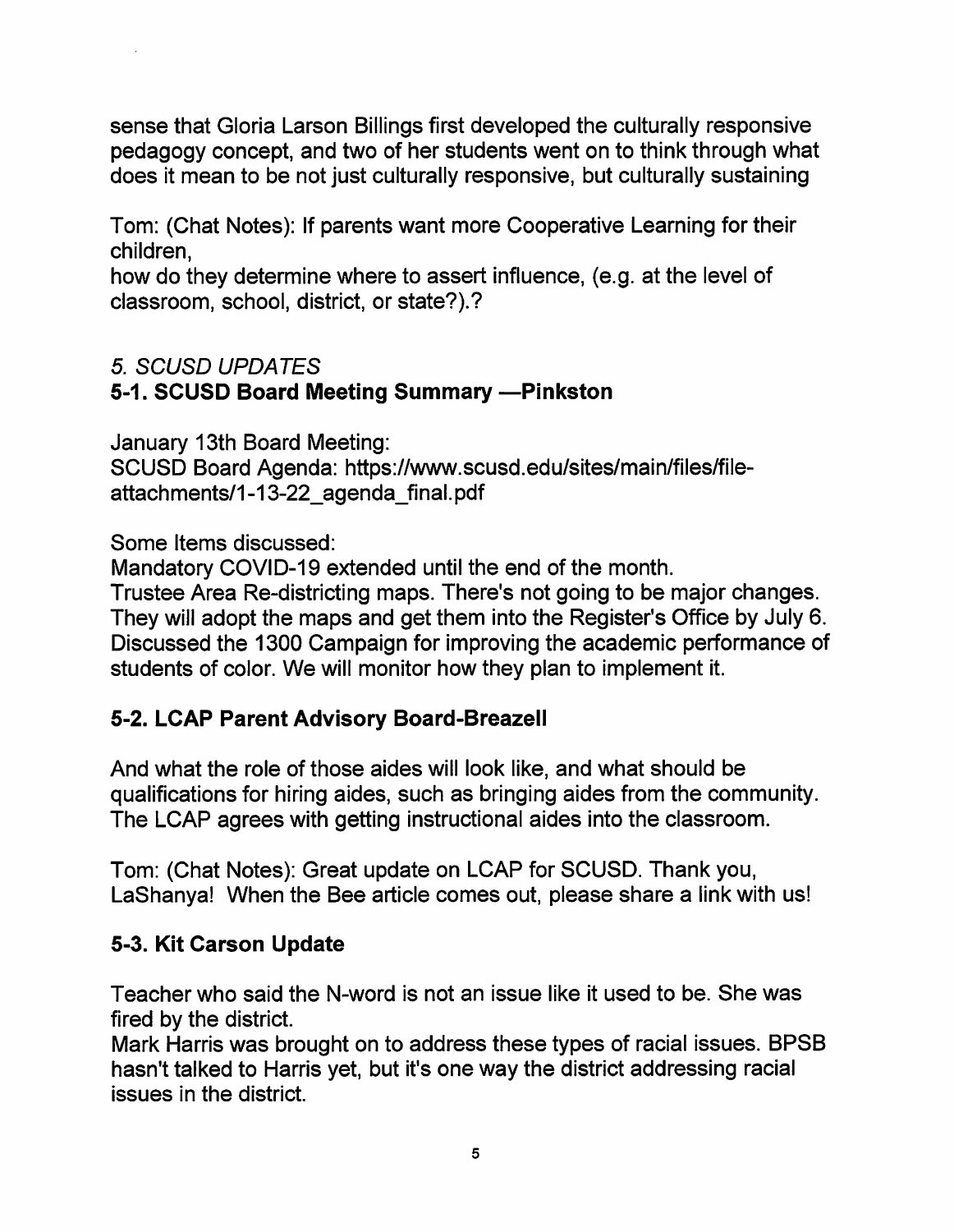sense that Gloria Larson Billings first developed the culturally responsive pedagogy concept, and two of her students went on to think through what does it mean to be not just culturally responsive, but culturally sustaining

Tom: (Chat Notes): If parents want more Cooperative Learning for their children,
how do they determine where to assert influence, (e.g. at the level of classroom, school, district, or state?).?

*5. SCUSD UPDATES*

### 5-1. SCUSD Board Meeting Summary —Pinkston

January 13th Board Meeting:
SCUSD Board Agenda: https://www.scusd.edu/sites/main/files/file-attachments/1-13-22_agenda_final.pdf

Some Items discussed:
Mandatory COVID-19 extended until the end of the month.
Trustee Area Re-districting maps. There's not going to be major changes. They will adopt the maps and get them into the Register's Office by July 6. Discussed the 1300 Campaign for improving the academic performance of students of color. We will monitor how they plan to implement it.

### 5-2. LCAP Parent Advisory Board-Breazell

And what the role of those aides will look like, and what should be qualifications for hiring aides, such as bringing aides from the community. The LCAP agrees with getting instructional aides into the classroom.

Tom: (Chat Notes): Great update on LCAP for SCUSD. Thank you, LaShanya! When the Bee article comes out, please share a link with us!

### 5-3. Kit Carson Update

Teacher who said the N-word is not an issue like it used to be. She was fired by the district.
Mark Harris was brought on to address these types of racial issues. BPSB hasn't talked to Harris yet, but it's one way the district addressing racial issues in the district.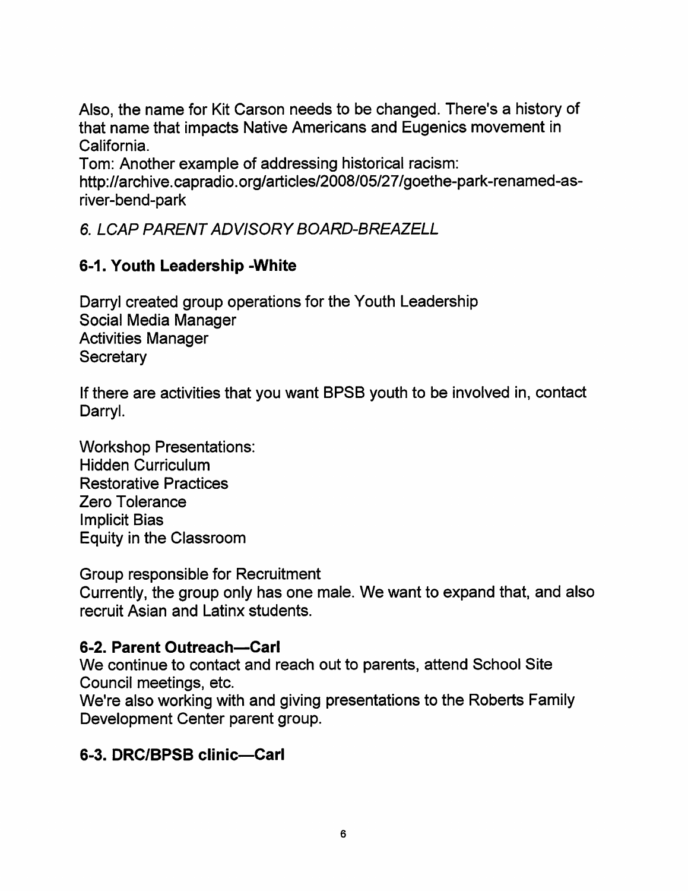Also, the name for Kit Carson needs to be changed. There's a history of that name that impacts Native Americans and Eugenics movement in California.
Tom: Another example of addressing historical racism: http://archive.capradio.org/articles/2008/05/27/goethe-park-renamed-as-river-bend-park

*6. LCAP PARENT ADVISORY BOARD-BREAZELL*

### 6-1. Youth Leadership -White

Darryl created group operations for the Youth Leadership
Social Media Manager
Activities Manager
Secretary

If there are activities that you want BPSB youth to be involved in, contact Darryl.

Workshop Presentations:
Hidden Curriculum
Restorative Practices
Zero Tolerance
Implicit Bias
Equity in the Classroom

Group responsible for Recruitment
Currently, the group only has one male. We want to expand that, and also recruit Asian and Latinx students.

### 6-2. Parent Outreach—Carl

We continue to contact and reach out to parents, attend School Site Council meetings, etc.
We're also working with and giving presentations to the Roberts Family Development Center parent group.

### 6-3. DRC/BPSB clinic—Carl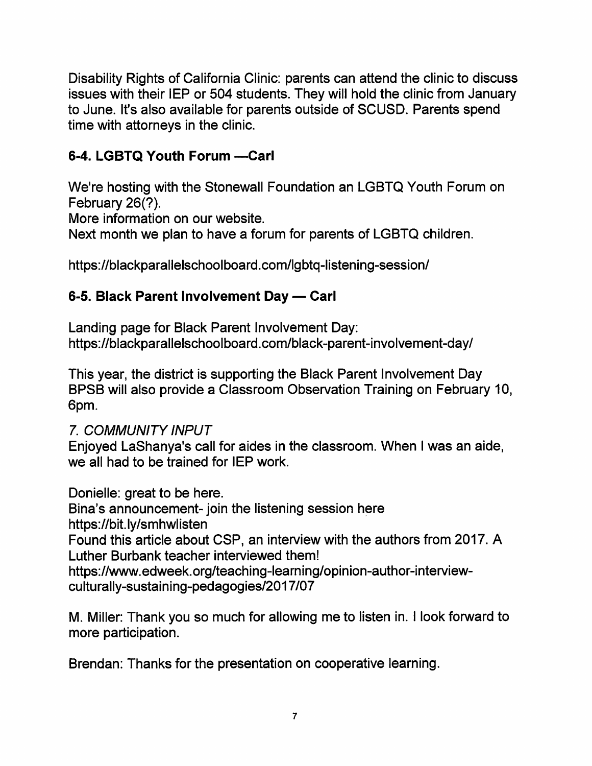Disability Rights of California Clinic: parents can attend the clinic to discuss issues with their IEP or 504 students. They will hold the clinic from January to June. It's also available for parents outside of SCUSD. Parents spend time with attorneys in the clinic.

### 6-4. LGBTQ Youth Forum —Carl

We're hosting with the Stonewall Foundation an LGBTQ Youth Forum on February 26(?).
More information on our website.
Next month we plan to have a forum for parents of LGBTQ children.

https://blackparallelschoolboard.com/lgbtq-listening-session/

### 6-5. Black Parent Involvement Day — Carl

Landing page for Black Parent Involvement Day:
https://blackparallelschoolboard.com/black-parent-involvement-day/

This year, the district is supporting the Black Parent Involvement Day
BPSB will also provide a Classroom Observation Training on February 10, 6pm.

*7. COMMUNITY INPUT*

Enjoyed LaShanya's call for aides in the classroom. When I was an aide, we all had to be trained for IEP work.

Donielle: great to be here.
Bina's announcement- join the listening session here
https://bit.ly/smhwlisten
Found this article about CSP, an interview with the authors from 2017. A Luther Burbank teacher interviewed them!
https://www.edweek.org/teaching-learning/opinion-author-interview-culturally-sustaining-pedagogies/2017/07

M. Miller: Thank you so much for allowing me to listen in. I look forward to more participation.

Brendan: Thanks for the presentation on cooperative learning.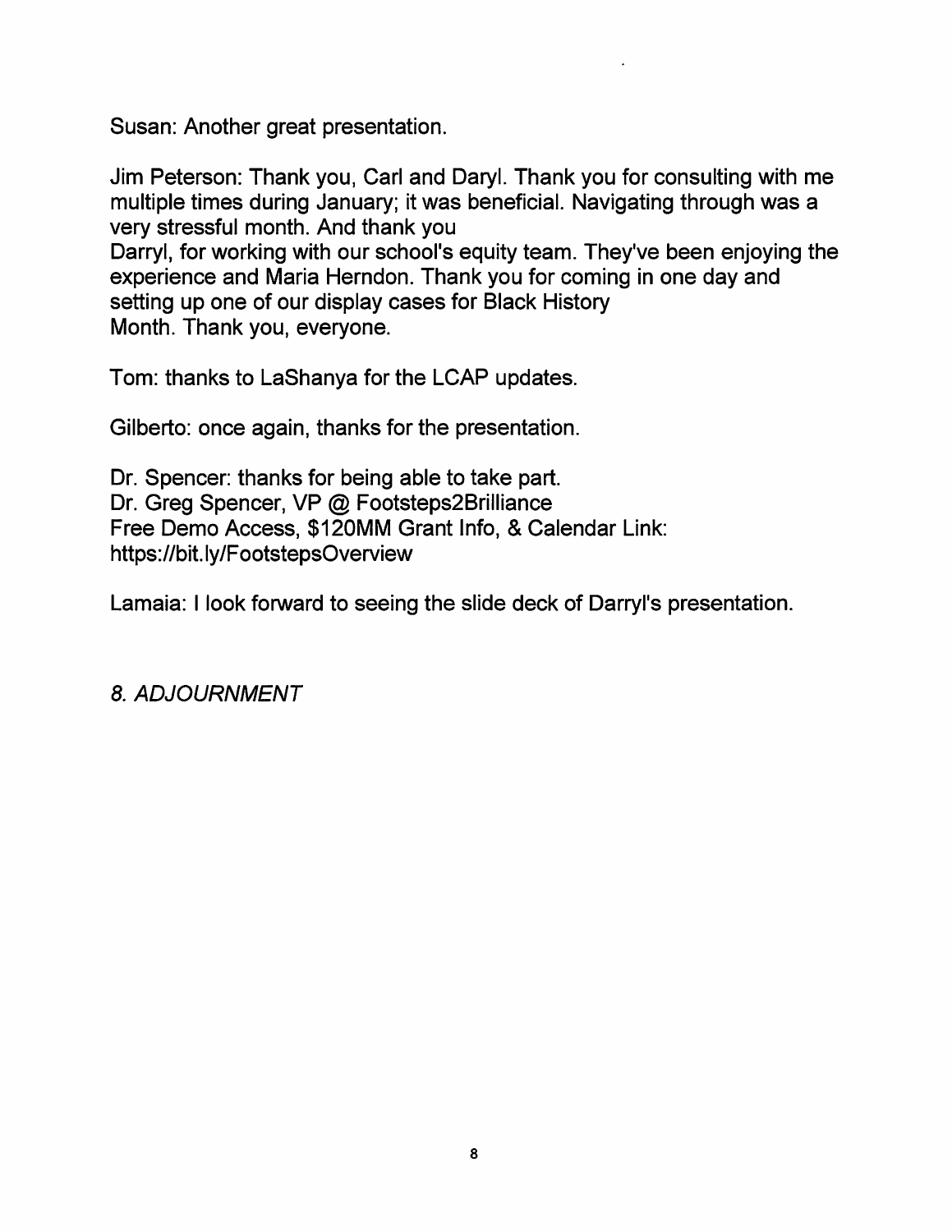Susan: Another great presentation.

Jim Peterson: Thank you, Carl and Daryl. Thank you for consulting with me multiple times during January; it was beneficial. Navigating through was a very stressful month. And thank you
Darryl, for working with our school's equity team. They've been enjoying the experience and Maria Herndon. Thank you for coming in one day and setting up one of our display cases for Black History
Month. Thank you, everyone.

Tom: thanks to LaShanya for the LCAP updates.

Gilberto: once again, thanks for the presentation.

Dr. Spencer: thanks for being able to take part.
Dr. Greg Spencer, VP @ Footsteps2Brilliance
Free Demo Access, $120MM Grant Info, & Calendar Link:
https://bit.ly/FootstepsOverview

Lamaia: I look forward to seeing the slide deck of Darryl's presentation.

*8. ADJOURNMENT*